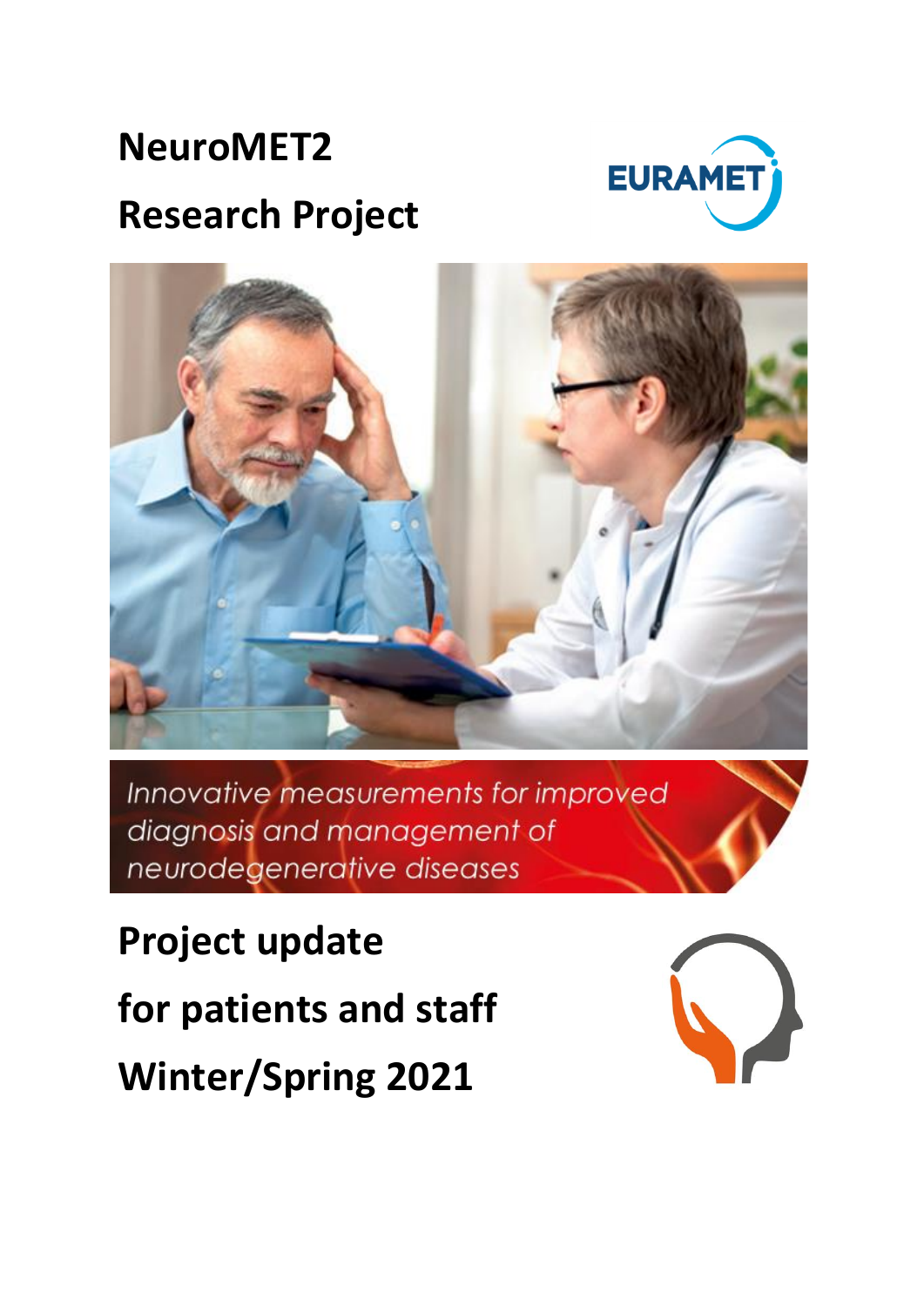# NeuroMET2

# Research Project

EURAMET

*Innovative measurements for improved diagnosis and management of neurodegenerative diseases*

## Project update

## for patients and staff

## Winter/Spring 2021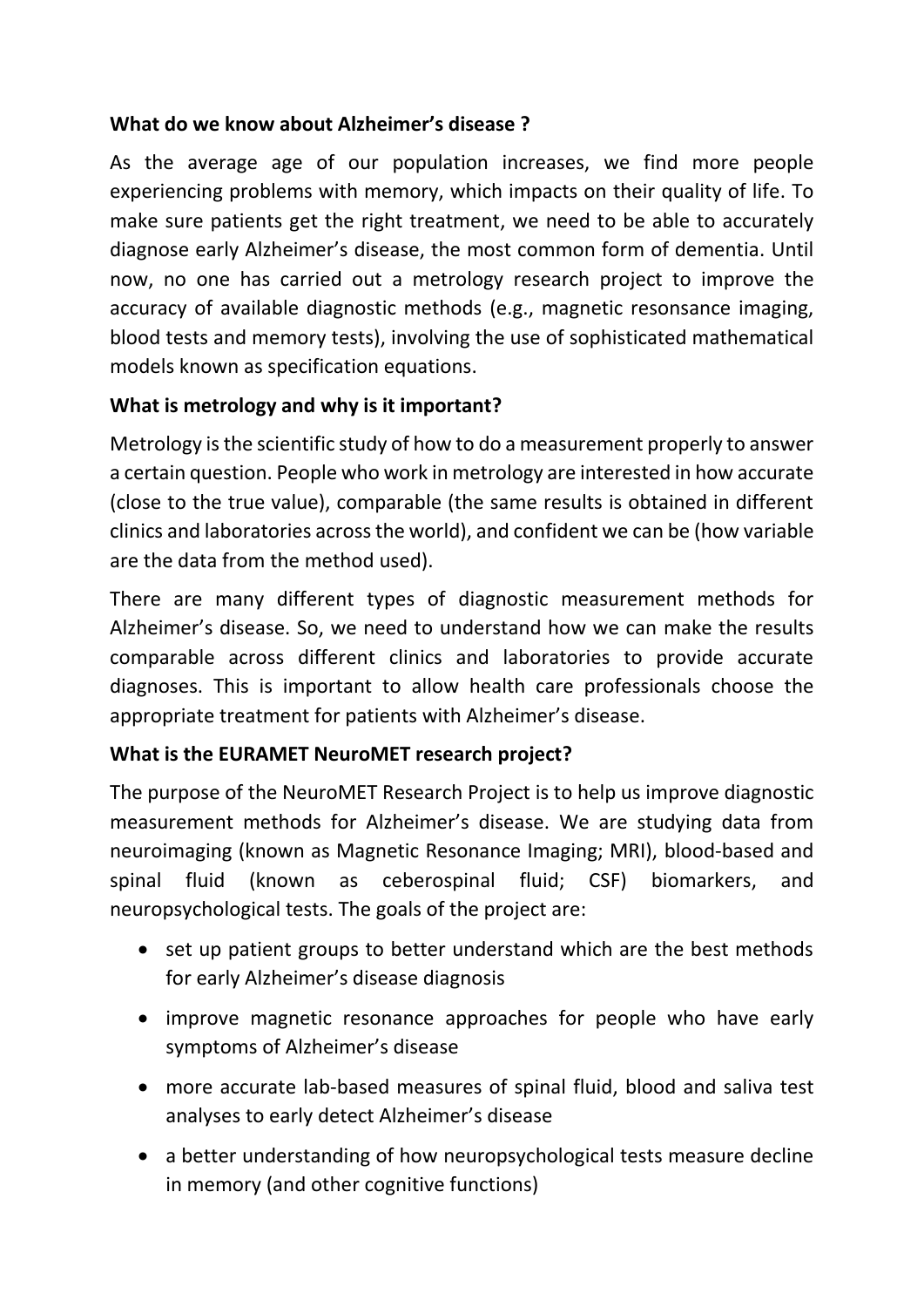**What do we know about Alzheimer's disease ?**

As the average age of our population increases, we find more people experiencing problems with memory, which impacts on their quality of life. To make sure patients get the right treatment, we need to be able to accurately diagnose early Alzheimer's disease, the most common form of dementia. Until now, no one has carried out a metrology research project to improve the accuracy of available diagnostic methods (e.g., magnetic resonsance imaging, blood tests and memory tests), involving the use of sophisticated mathematical models known as specification equations.

**What is metrology and why is it important?**

Metrology is the scientific study of how to do a measurement properly to answer a certain question. People who work in metrology are interested in how accurate (close to the true value), comparable (the same results is obtained in different clinics and laboratories across the world), and confident we can be (how variable are the data from the method used).

There are many different types of diagnostic measurement methods for Alzheimer's disease. So, we need to understand how we can make the results comparable across different clinics and laboratories to provide accurate diagnoses. This is important to allow health care professionals choose the appropriate treatment for patients with Alzheimer's disease.

**What is the EURAMET NeuroMET research project?**

The purpose of the NeuroMET Research Project is to help us improve diagnostic measurement methods for Alzheimer's disease. We are studying data from neuroimaging (known as Magnetic Resonance Imaging; MRI), blood-based and spinal fluid (known as ceberospinal fluid; CSF) biomarkers, and neuropsychological tests. The goals of the project are:

- set up patient groups to better understand which are the best methods for early Alzheimer's disease diagnosis
- improve magnetic resonance approaches for people who have early symptoms of Alzheimer's disease
- more accurate lab-based measures of spinal fluid, blood and saliva test analyses to early detect Alzheimer's disease
- a better understanding of how neuropsychological tests measure decline in memory (and other cognitive functions)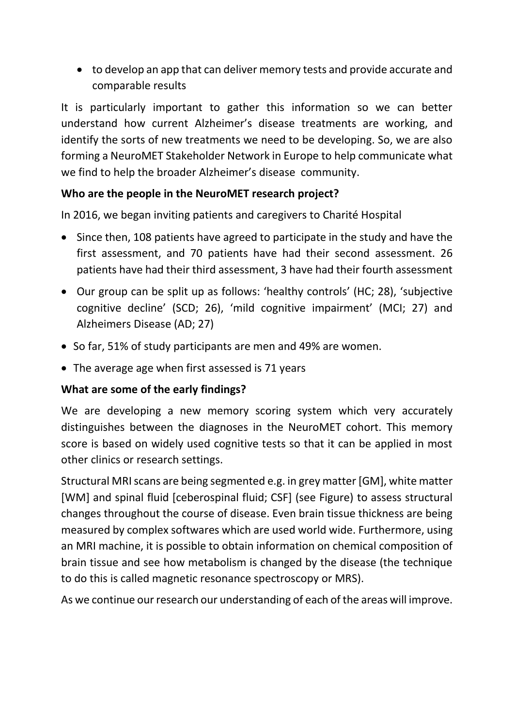- to develop an app that can deliver memory tests and provide accurate and comparable results

It is particularly important to gather this information so we can better understand how current Alzheimer's disease treatments are working, and identify the sorts of new treatments we need to be developing. So, we are also forming a NeuroMET Stakeholder Network in Europe to help communicate what we find to help the broader Alzheimer's disease community.

**Who are the people in the NeuroMET research project?**

In 2016, we began inviting patients and caregivers to Charité Hospital

- Since then, 108 patients have agreed to participate in the study and have the first assessment, and 70 patients have had their second assessment. 26 patients have had their third assessment, 3 have had their fourth assessment
- Our group can be split up as follows: 'healthy controls' (HC; 28), 'subjective cognitive decline' (SCD; 26), 'mild cognitive impairment' (MCI; 27) and Alzheimers Disease (AD; 27)
- So far, 51% of study participants are men and 49% are women.
- The average age when first assessed is 71 years

**What are some of the early findings?**

We are developing a new memory scoring system which very accurately distinguishes between the diagnoses in the NeuroMET cohort. This memory score is based on widely used cognitive tests so that it can be applied in most other clinics or research settings.

Structural MRI scans are being segmented e.g. in grey matter [GM], white matter [WM] and spinal fluid [ceberospinal fluid; CSF] (see Figure) to assess structural changes throughout the course of disease. Even brain tissue thickness are being measured by complex softwares which are used world wide. Furthermore, using an MRI machine, it is possible to obtain information on chemical composition of brain tissue and see how metabolism is changed by the disease (the technique to do this is called magnetic resonance spectroscopy or MRS).

As we continue our research our understanding of each of the areas will improve.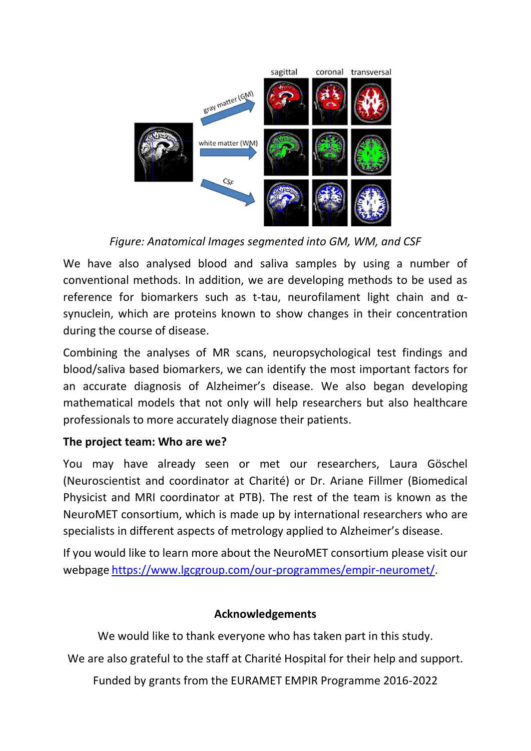*Figure: Anatomical Images segmented into GM, WM, and CSF*

We have also analysed blood and saliva samples by using a number of conventional methods. In addition, we are developing methods to be used as reference for biomarkers such as t-tau, neurofilament light chain and α-synuclein, which are proteins known to show changes in their concentration during the course of disease.

Combining the analyses of MR scans, neuropsychological test findings and blood/saliva based biomarkers, we can identify the most important factors for an accurate diagnosis of Alzheimer's disease. We also began developing mathematical models that not only will help researchers but also healthcare professionals to more accurately diagnose their patients.

**The project team: Who are we?**

You may have already seen or met our researchers, Laura Göschel (Neuroscientist and coordinator at Charité) or Dr. Ariane Fillmer (Biomedical Physicist and MRI coordinator at PTB). The rest of the team is known as the NeuroMET consortium, which is made up by international researchers who are specialists in different aspects of metrology applied to Alzheimer's disease.

If you would like to learn more about the NeuroMET consortium please visit our webpage https://www.lgcgroup.com/our-programmes/empir-neuromet/.

**Acknowledgements**

We would like to thank everyone who has taken part in this study.

We are also grateful to the staff at Charité Hospital for their help and support.

Funded by grants from the EURAMET EMPIR Programme 2016-2022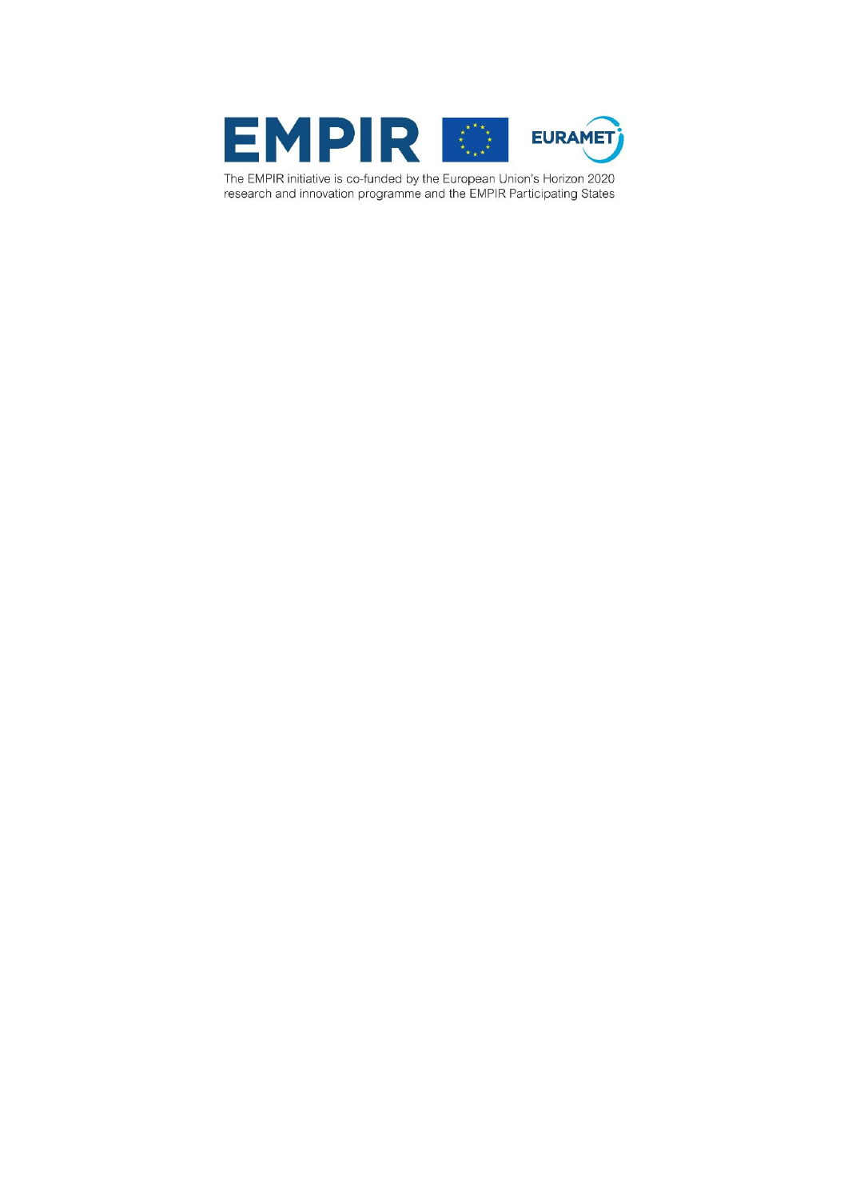The EMPIR initiative is co-funded by the European Union's Horizon 2020 research and innovation programme and the EMPIR Participating States